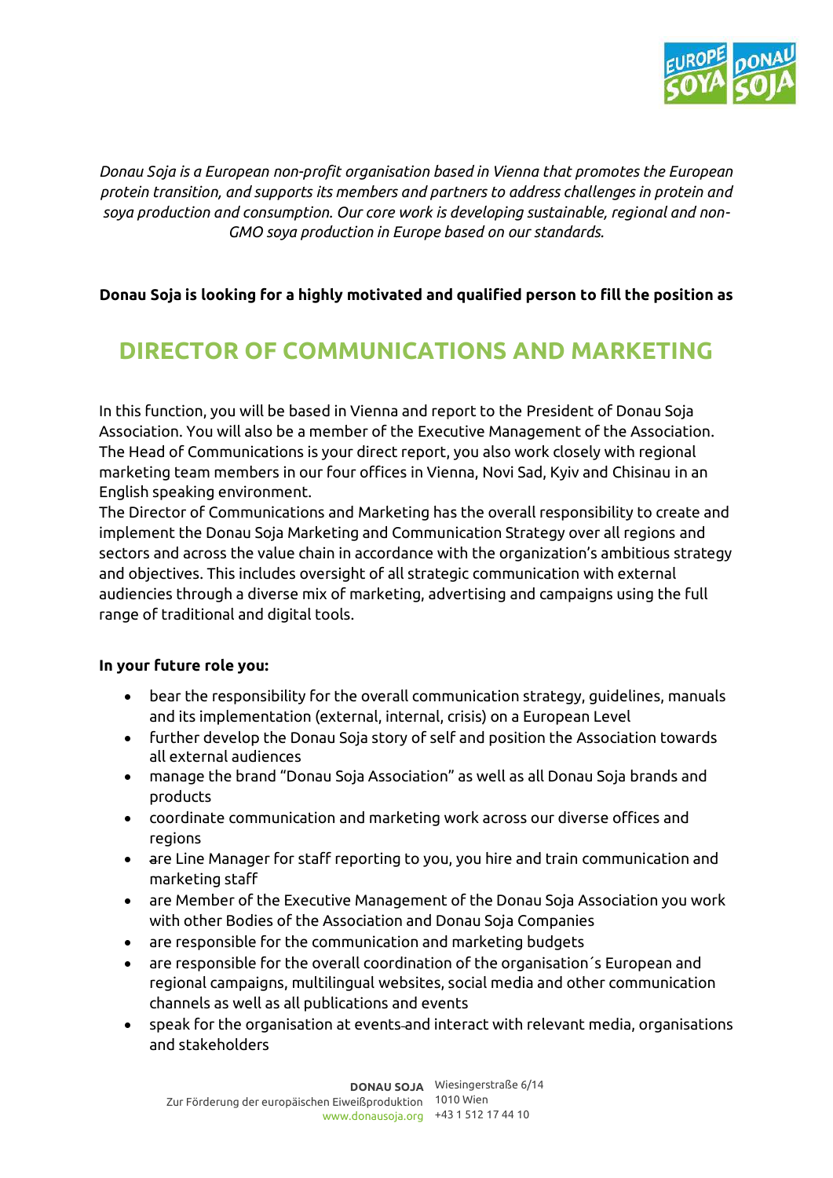*Donau Soja is a European non-profit organisation based in Vienna that promotes the European protein transition, and supports its members and partners to address challenges in protein and soya production and consumption. Our core work is developing sustainable, regional and non-GMO soya production in Europe based on our standards.*

**Donau Soja is looking for a highly motivated and qualified person to fill the position as**

# DIRECTOR OF COMMUNICATIONS AND MARKETING

In this function, you will be based in Vienna and report to the President of Donau Soja Association. You will also be a member of the Executive Management of the Association. The Head of Communications is your direct report, you also work closely with regional marketing team members in our four offices in Vienna, Novi Sad, Kyiv and Chisinau in an English speaking environment.

The Director of Communications and Marketing has the overall responsibility to create and implement the Donau Soja Marketing and Communication Strategy over all regions and sectors and across the value chain in accordance with the organization's ambitious strategy and objectives. This includes oversight of all strategic communication with external audiencies through a diverse mix of marketing, advertising and campaigns using the full range of traditional and digital tools.

**In your future role you:**

- bear the responsibility for the overall communication strategy, guidelines, manuals and its implementation (external, internal, crisis) on a European Level
- further develop the Donau Soja story of self and position the Association towards all external audiences
- manage the brand "Donau Soja Association" as well as all Donau Soja brands and products
- coordinate communication and marketing work across our diverse offices and regions
- are Line Manager for staff reporting to you, you hire and train communication and marketing staff
- are Member of the Executive Management of the Donau Soja Association you work with other Bodies of the Association and Donau Soja Companies
- are responsible for the communication and marketing budgets
- are responsible for the overall coordination of the organisation´s European and regional campaigns, multilingual websites, social media and other communication channels as well as all publications and events
- speak for the organisation at events and interact with relevant media, organisations and stakeholders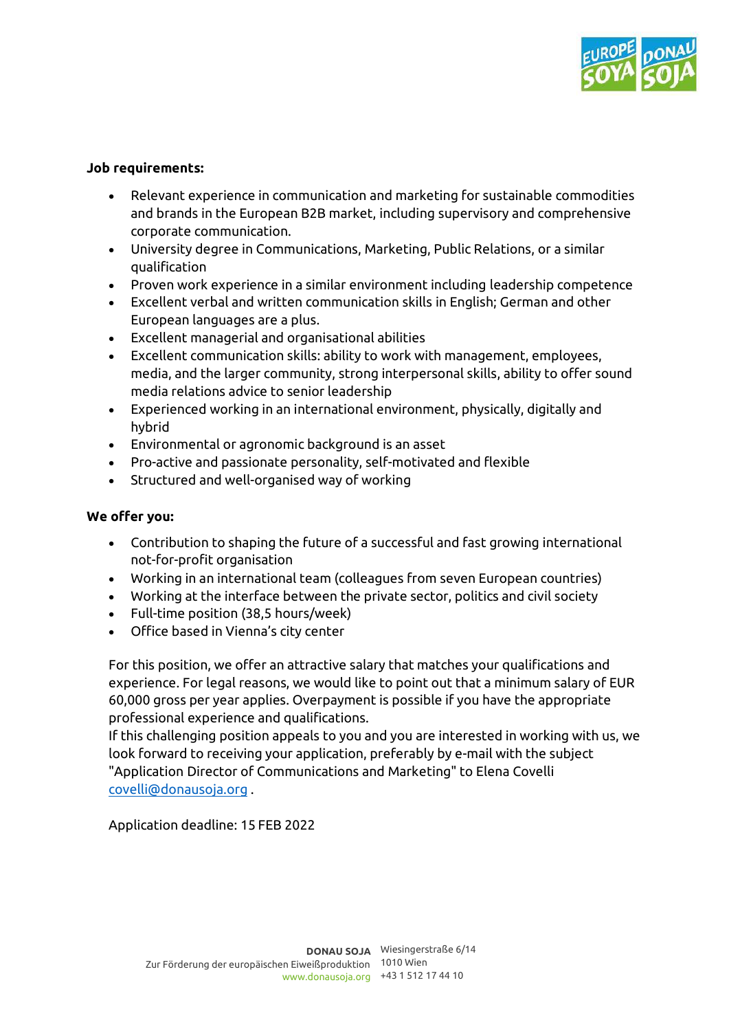**Job requirements:**

- Relevant experience in communication and marketing for sustainable commodities and brands in the European B2B market, including supervisory and comprehensive corporate communication.
- University degree in Communications, Marketing, Public Relations, or a similar qualification
- Proven work experience in a similar environment including leadership competence
- Excellent verbal and written communication skills in English; German and other European languages are a plus.
- Excellent managerial and organisational abilities
- Excellent communication skills: ability to work with management, employees, media, and the larger community, strong interpersonal skills, ability to offer sound media relations advice to senior leadership
- Experienced working in an international environment, physically, digitally and hybrid
- Environmental or agronomic background is an asset
- Pro-active and passionate personality, self-motivated and flexible
- Structured and well-organised way of working

**We offer you:**

- Contribution to shaping the future of a successful and fast growing international not-for-profit organisation
- Working in an international team (colleagues from seven European countries)
- Working at the interface between the private sector, politics and civil society
- Full-time position (38,5 hours/week)
- Office based in Vienna's city center

For this position, we offer an attractive salary that matches your qualifications and experience. For legal reasons, we would like to point out that a minimum salary of EUR 60,000 gross per year applies. Overpayment is possible if you have the appropriate professional experience and qualifications.
If this challenging position appeals to you and you are interested in working with us, we look forward to receiving your application, preferably by e-mail with the subject "Application Director of Communications and Marketing" to Elena Covelli covelli@donausoja.org .

Application deadline: 15 FEB 2022